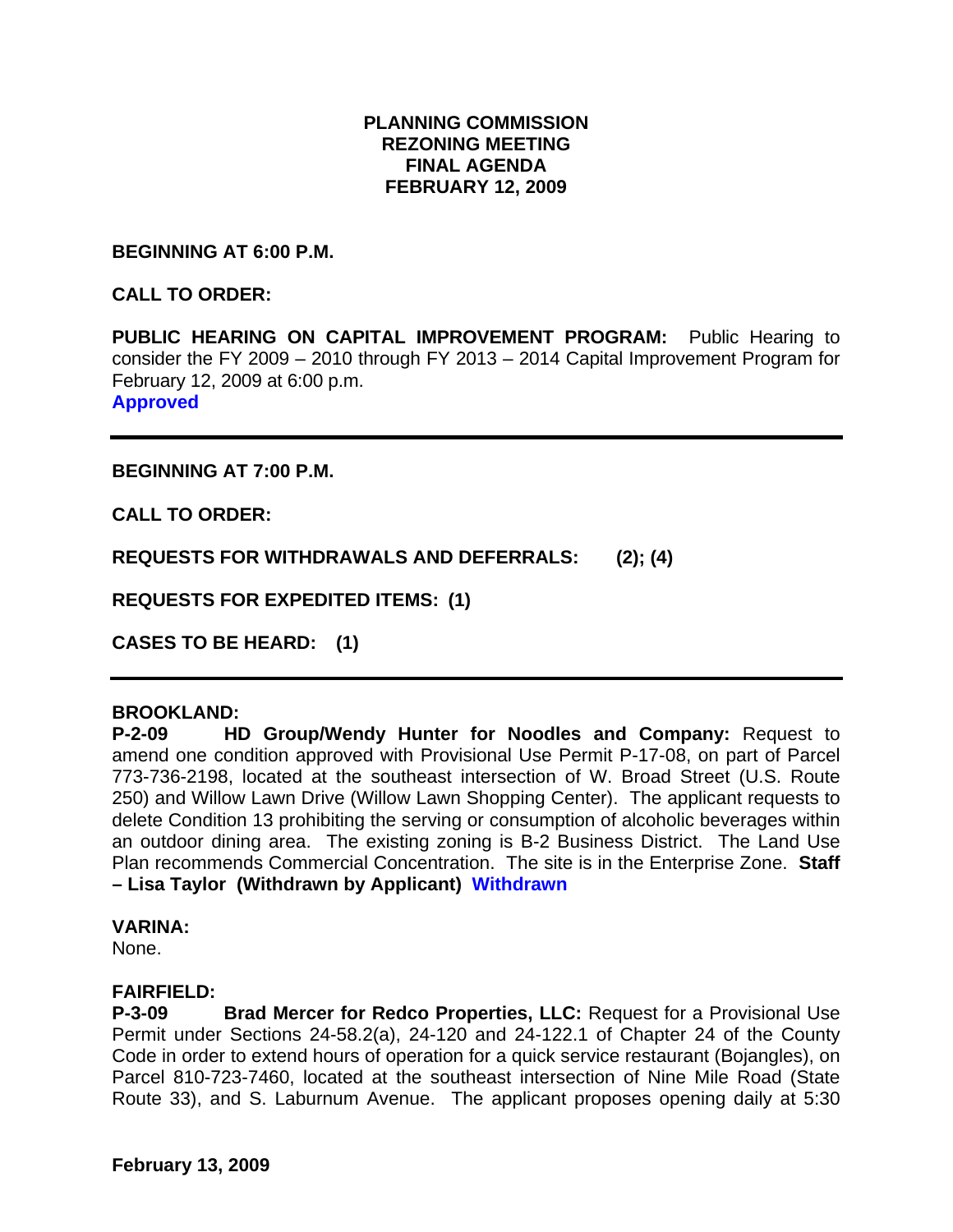**PLANNING COMMISSION**
**REZONING MEETING**
**FINAL AGENDA**
**FEBRUARY 12, 2009**

**BEGINNING AT 6:00 P.M.**

**CALL TO ORDER:**

**PUBLIC HEARING ON CAPITAL IMPROVEMENT PROGRAM:** Public Hearing to consider the FY 2009 – 2010 through FY 2013 – 2014 Capital Improvement Program for February 12, 2009 at 6:00 p.m.
**Approved**

---

**BEGINNING AT 7:00 P.M.**

**CALL TO ORDER:**

**REQUESTS FOR WITHDRAWALS AND DEFERRALS: (2); (4)**

**REQUESTS FOR EXPEDITED ITEMS: (1)**

**CASES TO BE HEARD: (1)**

---

**BROOKLAND:**
**P-2-09 HD Group/Wendy Hunter for Noodles and Company:** Request to amend one condition approved with Provisional Use Permit P-17-08, on part of Parcel 773-736-2198, located at the southeast intersection of W. Broad Street (U.S. Route 250) and Willow Lawn Drive (Willow Lawn Shopping Center). The applicant requests to delete Condition 13 prohibiting the serving or consumption of alcoholic beverages within an outdoor dining area. The existing zoning is B-2 Business District. The Land Use Plan recommends Commercial Concentration. The site is in the Enterprise Zone. **Staff – Lisa Taylor (Withdrawn by Applicant) Withdrawn**

**VARINA:**
None.

**FAIRFIELD:**
**P-3-09 Brad Mercer for Redco Properties, LLC:** Request for a Provisional Use Permit under Sections 24-58.2(a), 24-120 and 24-122.1 of Chapter 24 of the County Code in order to extend hours of operation for a quick service restaurant (Bojangles), on Parcel 810-723-7460, located at the southeast intersection of Nine Mile Road (State Route 33), and S. Laburnum Avenue. The applicant proposes opening daily at 5:30

**February 13, 2009**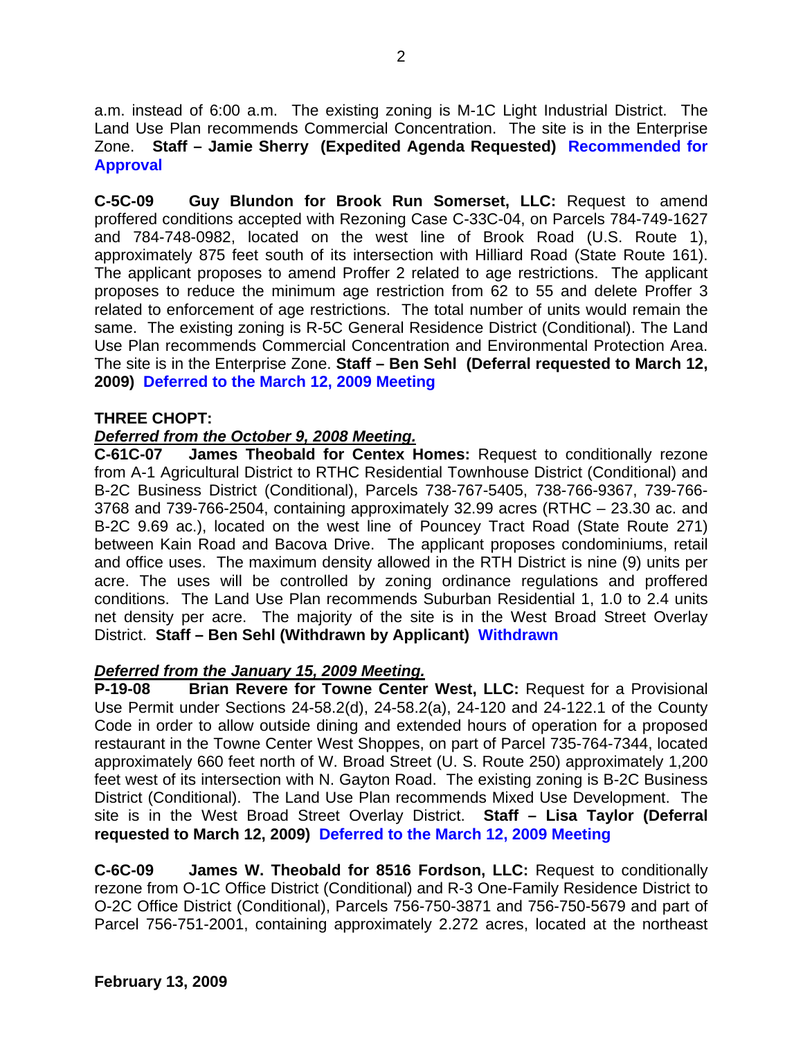a.m. instead of 6:00 a.m. The existing zoning is M-1C Light Industrial District. The Land Use Plan recommends Commercial Concentration. The site is in the Enterprise Zone. **Staff – Jamie Sherry (Expedited Agenda Requested) Recommended for Approval**

**C-5C-09 Guy Blundon for Brook Run Somerset, LLC:** Request to amend proffered conditions accepted with Rezoning Case C-33C-04, on Parcels 784-749-1627 and 784-748-0982, located on the west line of Brook Road (U.S. Route 1), approximately 875 feet south of its intersection with Hilliard Road (State Route 161). The applicant proposes to amend Proffer 2 related to age restrictions. The applicant proposes to reduce the minimum age restriction from 62 to 55 and delete Proffer 3 related to enforcement of age restrictions. The total number of units would remain the same. The existing zoning is R-5C General Residence District (Conditional). The Land Use Plan recommends Commercial Concentration and Environmental Protection Area. The site is in the Enterprise Zone. **Staff – Ben Sehl (Deferral requested to March 12, 2009) Deferred to the March 12, 2009 Meeting**

**THREE CHOPT:**

***Deferred from the October 9, 2008 Meeting.***

**C-61C-07 James Theobald for Centex Homes:** Request to conditionally rezone from A-1 Agricultural District to RTHC Residential Townhouse District (Conditional) and B-2C Business District (Conditional), Parcels 738-767-5405, 738-766-9367, 739-766-3768 and 739-766-2504, containing approximately 32.99 acres (RTHC – 23.30 ac. and B-2C 9.69 ac.), located on the west line of Pouncey Tract Road (State Route 271) between Kain Road and Bacova Drive. The applicant proposes condominiums, retail and office uses. The maximum density allowed in the RTH District is nine (9) units per acre. The uses will be controlled by zoning ordinance regulations and proffered conditions. The Land Use Plan recommends Suburban Residential 1, 1.0 to 2.4 units net density per acre. The majority of the site is in the West Broad Street Overlay District. **Staff – Ben Sehl (Withdrawn by Applicant) Withdrawn**

***Deferred from the January 15, 2009 Meeting.***

**P-19-08 Brian Revere for Towne Center West, LLC:** Request for a Provisional Use Permit under Sections 24-58.2(d), 24-58.2(a), 24-120 and 24-122.1 of the County Code in order to allow outside dining and extended hours of operation for a proposed restaurant in the Towne Center West Shoppes, on part of Parcel 735-764-7344, located approximately 660 feet north of W. Broad Street (U. S. Route 250) approximately 1,200 feet west of its intersection with N. Gayton Road. The existing zoning is B-2C Business District (Conditional). The Land Use Plan recommends Mixed Use Development. The site is in the West Broad Street Overlay District. **Staff – Lisa Taylor (Deferral requested to March 12, 2009) Deferred to the March 12, 2009 Meeting**

**C-6C-09 James W. Theobald for 8516 Fordson, LLC:** Request to conditionally rezone from O-1C Office District (Conditional) and R-3 One-Family Residence District to O-2C Office District (Conditional), Parcels 756-750-3871 and 756-750-5679 and part of Parcel 756-751-2001, containing approximately 2.272 acres, located at the northeast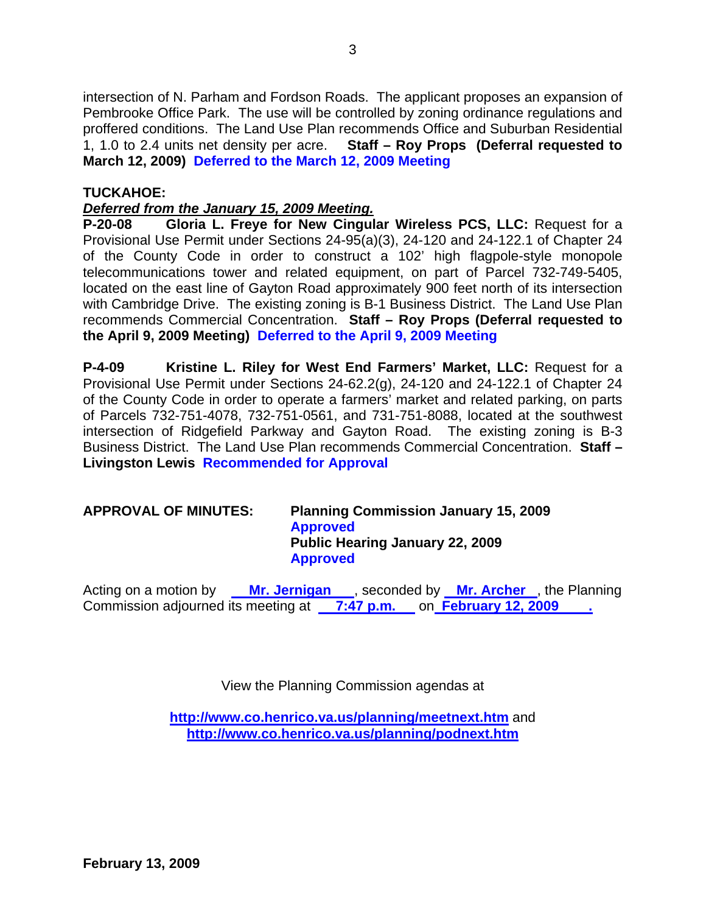intersection of N. Parham and Fordson Roads. The applicant proposes an expansion of Pembrooke Office Park. The use will be controlled by zoning ordinance regulations and proffered conditions. The Land Use Plan recommends Office and Suburban Residential 1, 1.0 to 2.4 units net density per acre. **Staff – Roy Props (Deferral requested to March 12, 2009)** **Deferred to the March 12, 2009 Meeting**

**TUCKAHOE:**

***Deferred from the January 15, 2009 Meeting.***

**P-20-08 Gloria L. Freye for New Cingular Wireless PCS, LLC:** Request for a Provisional Use Permit under Sections 24-95(a)(3), 24-120 and 24-122.1 of Chapter 24 of the County Code in order to construct a 102' high flagpole-style monopole telecommunications tower and related equipment, on part of Parcel 732-749-5405, located on the east line of Gayton Road approximately 900 feet north of its intersection with Cambridge Drive. The existing zoning is B-1 Business District. The Land Use Plan recommends Commercial Concentration. **Staff – Roy Props (Deferral requested to the April 9, 2009 Meeting)** **Deferred to the April 9, 2009 Meeting**

**P-4-09 Kristine L. Riley for West End Farmers' Market, LLC:** Request for a Provisional Use Permit under Sections 24-62.2(g), 24-120 and 24-122.1 of Chapter 24 of the County Code in order to operate a farmers' market and related parking, on parts of Parcels 732-751-4078, 732-751-0561, and 731-751-8088, located at the southwest intersection of Ridgefield Parkway and Gayton Road. The existing zoning is B-3 Business District. The Land Use Plan recommends Commercial Concentration. **Staff – Livingston Lewis** **Recommended for Approval**

**APPROVAL OF MINUTES:** **Planning Commission January 15, 2009**
**Approved**
**Public Hearing January 22, 2009**
**Approved**

Acting on a motion by **Mr. Jernigan**, seconded by **Mr. Archer**, the Planning Commission adjourned its meeting at **7:47 p.m.** on **February 12, 2009**.

View the Planning Commission agendas at

**http://www.co.henrico.va.us/planning/meetnext.htm** and **http://www.co.henrico.va.us/planning/podnext.htm**

**February 13, 2009**